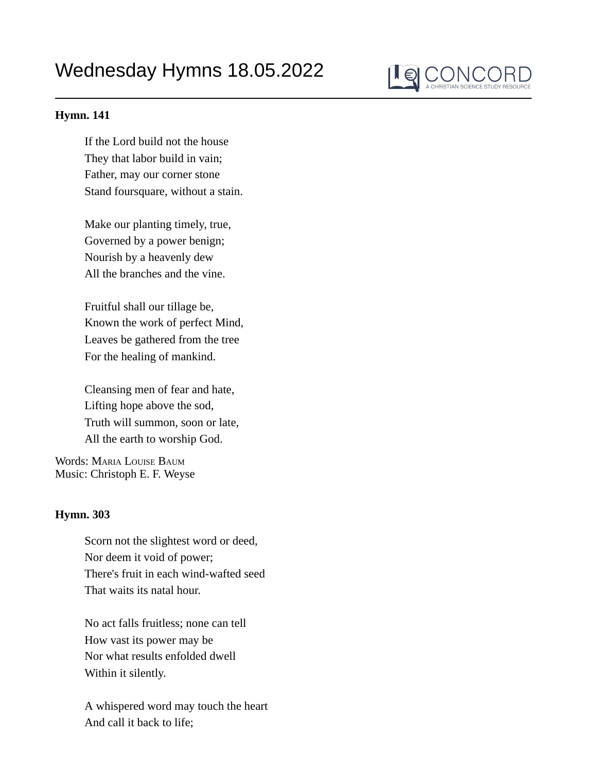# Wednesday Hymns 18.05.2022

CONCORD
A CHRISTIAN SCIENCE STUDY RESOURCE

**Hymn. 141**

If the Lord build not the house  
They that labor build in vain;  
Father, may our corner stone  
Stand foursquare, without a stain.

Make our planting timely, true,  
Governed by a power benign;  
Nourish by a heavenly dew  
All the branches and the vine.

Fruitful shall our tillage be,  
Known the work of perfect Mind,  
Leaves be gathered from the tree  
For the healing of mankind.

Cleansing men of fear and hate,  
Lifting hope above the sod,  
Truth will summon, soon or late,  
All the earth to worship God.

Words: Maria Louise Baum  
Music: Christoph E. F. Weyse

**Hymn. 303**

Scorn not the slightest word or deed,  
Nor deem it void of power;  
There's fruit in each wind-wafted seed  
That waits its natal hour.

No act falls fruitless; none can tell  
How vast its power may be  
Nor what results enfolded dwell  
Within it silently.

A whispered word may touch the heart  
And call it back to life;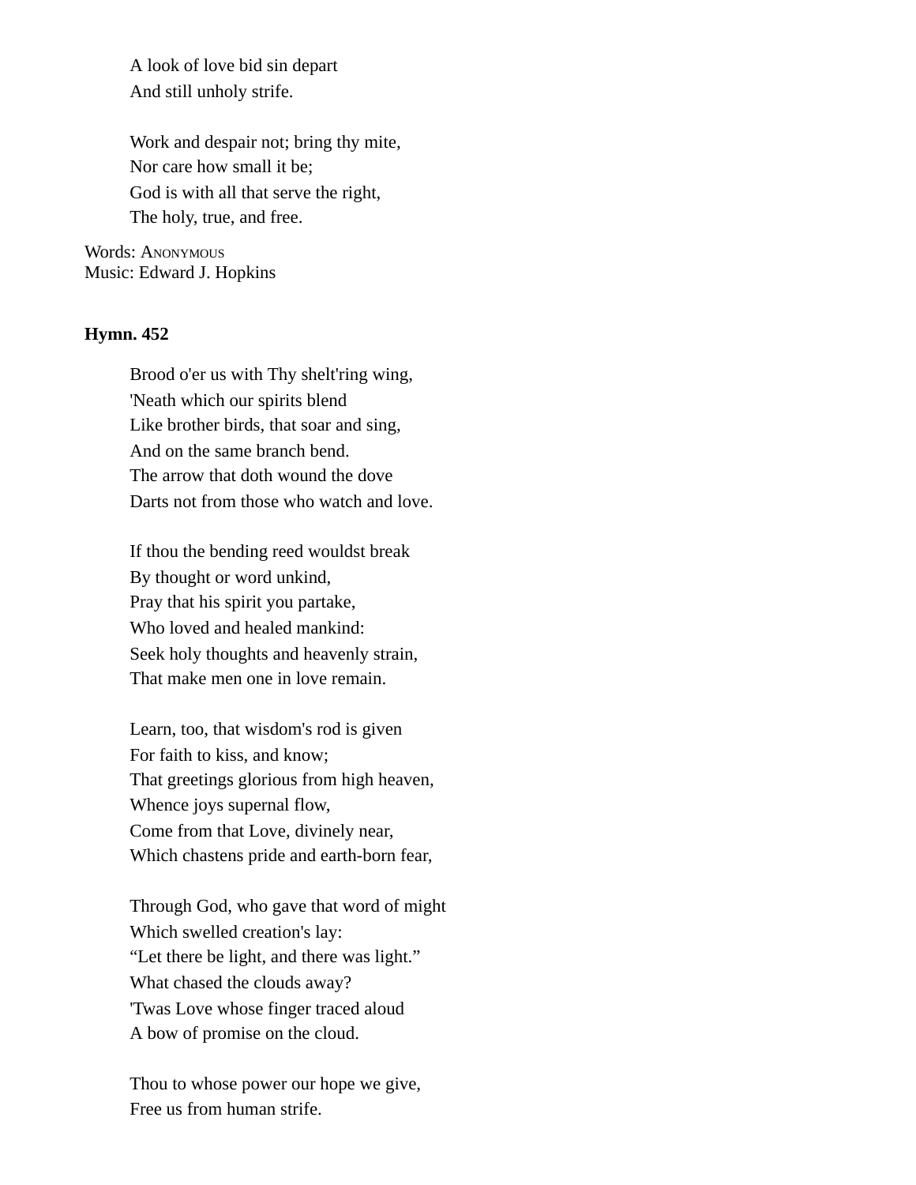A look of love bid sin depart  
And still unholy strife.

Work and despair not; bring thy mite,  
Nor care how small it be;  
God is with all that serve the right,  
The holy, true, and free.

Words: Anonymous  
Music: Edward J. Hopkins

**Hymn. 452**

Brood o'er us with Thy shelt'ring wing,  
'Neath which our spirits blend  
Like brother birds, that soar and sing,  
And on the same branch bend.  
The arrow that doth wound the dove  
Darts not from those who watch and love.

If thou the bending reed wouldst break  
By thought or word unkind,  
Pray that his spirit you partake,  
Who loved and healed mankind:  
Seek holy thoughts and heavenly strain,  
That make men one in love remain.

Learn, too, that wisdom's rod is given  
For faith to kiss, and know;  
That greetings glorious from high heaven,  
Whence joys supernal flow,  
Come from that Love, divinely near,  
Which chastens pride and earth-born fear,

Through God, who gave that word of might  
Which swelled creation's lay:  
"Let there be light, and there was light."  
What chased the clouds away?  
'Twas Love whose finger traced aloud  
A bow of promise on the cloud.

Thou to whose power our hope we give,  
Free us from human strife.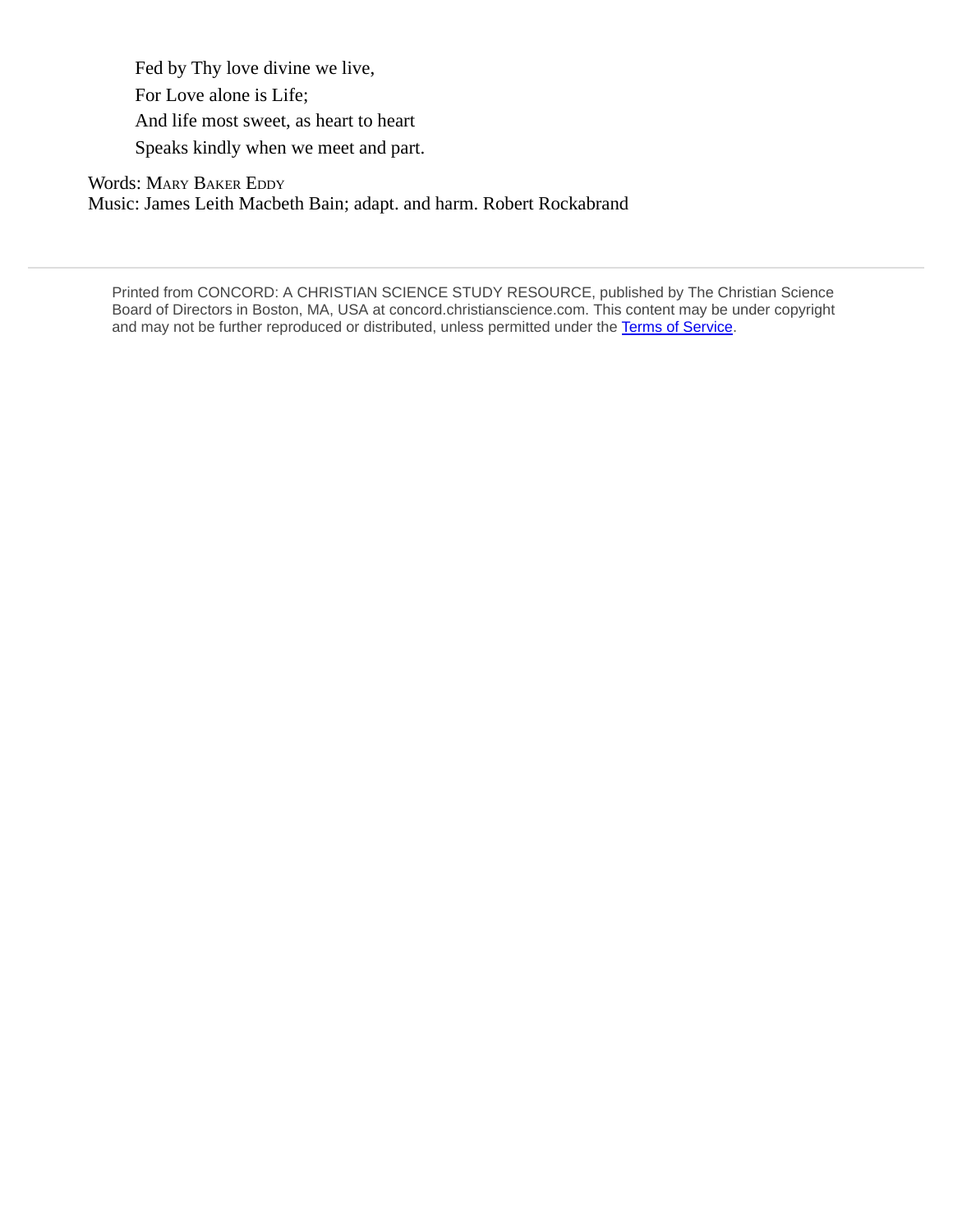Fed by Thy love divine we live,
For Love alone is Life;
And life most sweet, as heart to heart
Speaks kindly when we meet and part.

Words: Mary Baker Eddy
Music: James Leith Macbeth Bain; adapt. and harm. Robert Rockabrand

---

Printed from CONCORD: A CHRISTIAN SCIENCE STUDY RESOURCE, published by The Christian Science Board of Directors in Boston, MA, USA at concord.christianscience.com. This content may be under copyright and may not be further reproduced or distributed, unless permitted under the Terms of Service.